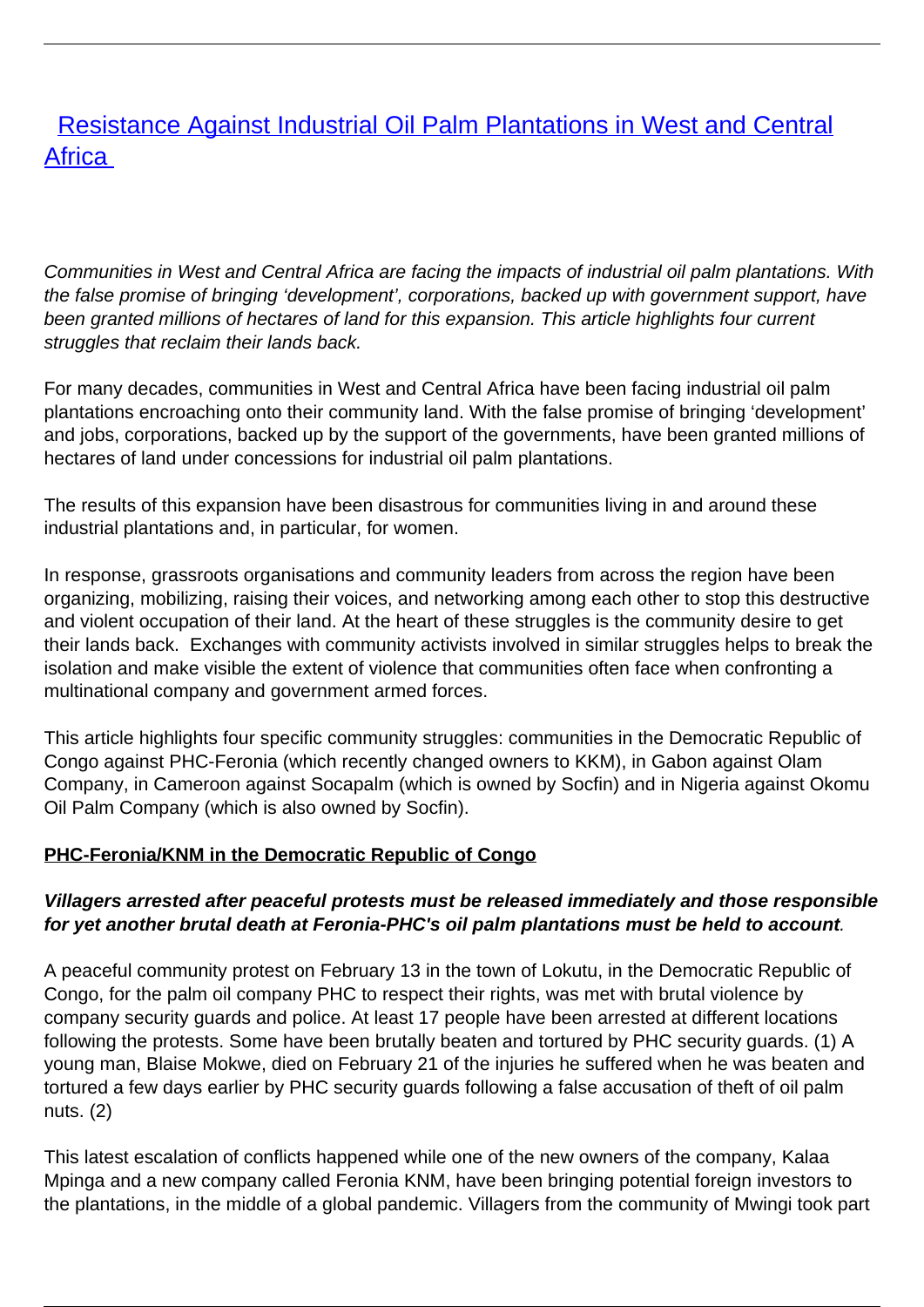# [Resistance Against Industrial Oil Palm Plantations in West and Central Africa](#)

*Communities in West and Central Africa are facing the impacts of industrial oil palm plantations. With the false promise of bringing 'development', corporations, backed up with government support, have been granted millions of hectares of land for this expansion. This article highlights four current struggles that reclaim their lands back.*

For many decades, communities in West and Central Africa have been facing industrial oil palm plantations encroaching onto their community land. With the false promise of bringing 'development' and jobs, corporations, backed up by the support of the governments, have been granted millions of hectares of land under concessions for industrial oil palm plantations.

The results of this expansion have been disastrous for communities living in and around these industrial plantations and, in particular, for women.

In response, grassroots organisations and community leaders from across the region have been organizing, mobilizing, raising their voices, and networking among each other to stop this destructive and violent occupation of their land. At the heart of these struggles is the community desire to get their lands back. Exchanges with community activists involved in similar struggles helps to break the isolation and make visible the extent of violence that communities often face when confronting a multinational company and government armed forces.

This article highlights four specific community struggles: communities in the Democratic Republic of Congo against PHC-Feronia (which recently changed owners to KKM), in Gabon against Olam Company, in Cameroon against Socapalm (which is owned by Socfin) and in Nigeria against Okomu Oil Palm Company (which is also owned by Socfin).

## PHC-Feronia/KNM in the Democratic Republic of Congo

***Villagers arrested after peaceful protests must be released immediately and those responsible for yet another brutal death at Feronia-PHC's oil palm plantations must be held to account*.**

A peaceful community protest on February 13 in the town of Lokutu, in the Democratic Republic of Congo, for the palm oil company PHC to respect their rights, was met with brutal violence by company security guards and police. At least 17 people have been arrested at different locations following the protests. Some have been brutally beaten and tortured by PHC security guards. (1) A young man, Blaise Mokwe, died on February 21 of the injuries he suffered when he was beaten and tortured a few days earlier by PHC security guards following a false accusation of theft of oil palm nuts. (2)

This latest escalation of conflicts happened while one of the new owners of the company, Kalaa Mpinga and a new company called Feronia KNM, have been bringing potential foreign investors to the plantations, in the middle of a global pandemic. Villagers from the community of Mwingi took part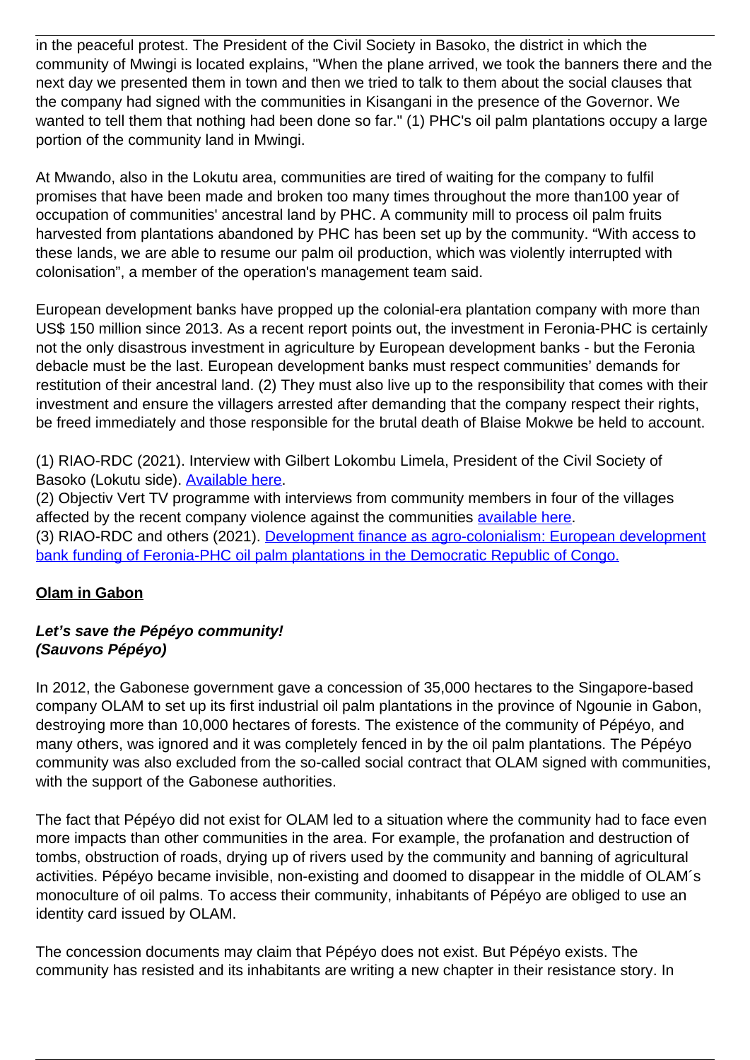in the peaceful protest. The President of the Civil Society in Basoko, the district in which the community of Mwingi is located explains, "When the plane arrived, we took the banners there and the next day we presented them in town and then we tried to talk to them about the social clauses that the company had signed with the communities in Kisangani in the presence of the Governor. We wanted to tell them that nothing had been done so far." (1) PHC's oil palm plantations occupy a large portion of the community land in Mwingi.

At Mwando, also in the Lokutu area, communities are tired of waiting for the company to fulfil promises that have been made and broken too many times throughout the more than100 year of occupation of communities' ancestral land by PHC. A community mill to process oil palm fruits harvested from plantations abandoned by PHC has been set up by the community. "With access to these lands, we are able to resume our palm oil production, which was violently interrupted with colonisation", a member of the operation's management team said.

European development banks have propped up the colonial-era plantation company with more than US$ 150 million since 2013. As a recent report points out, the investment in Feronia-PHC is certainly not the only disastrous investment in agriculture by European development banks - but the Feronia debacle must be the last. European development banks must respect communities' demands for restitution of their ancestral land. (2) They must also live up to the responsibility that comes with their investment and ensure the villagers arrested after demanding that the company respect their rights, be freed immediately and those responsible for the brutal death of Blaise Mokwe be held to account.

(1) RIAO-RDC (2021). Interview with Gilbert Lokombu Limela, President of the Civil Society of Basoko (Lokutu side). Available here.
(2) Objectiv Vert TV programme with interviews from community members in four of the villages affected by the recent company violence against the communities available here.
(3) RIAO-RDC and others (2021). Development finance as agro-colonialism: European development bank funding of Feronia-PHC oil palm plantations in the Democratic Republic of Congo.

## Olam in Gabon

### *Let's save the Pépéyo community! (Sauvons Pépéyo)*

In 2012, the Gabonese government gave a concession of 35,000 hectares to the Singapore-based company OLAM to set up its first industrial oil palm plantations in the province of Ngounie in Gabon, destroying more than 10,000 hectares of forests. The existence of the community of Pépéyo, and many others, was ignored and it was completely fenced in by the oil palm plantations. The Pépéyo community was also excluded from the so-called social contract that OLAM signed with communities, with the support of the Gabonese authorities.

The fact that Pépéyo did not exist for OLAM led to a situation where the community had to face even more impacts than other communities in the area. For example, the profanation and destruction of tombs, obstruction of roads, drying up of rivers used by the community and banning of agricultural activities. Pépéyo became invisible, non-existing and doomed to disappear in the middle of OLAM´s monoculture of oil palms. To access their community, inhabitants of Pépéyo are obliged to use an identity card issued by OLAM.

The concession documents may claim that Pépéyo does not exist. But Pépéyo exists. The community has resisted and its inhabitants are writing a new chapter in their resistance story. In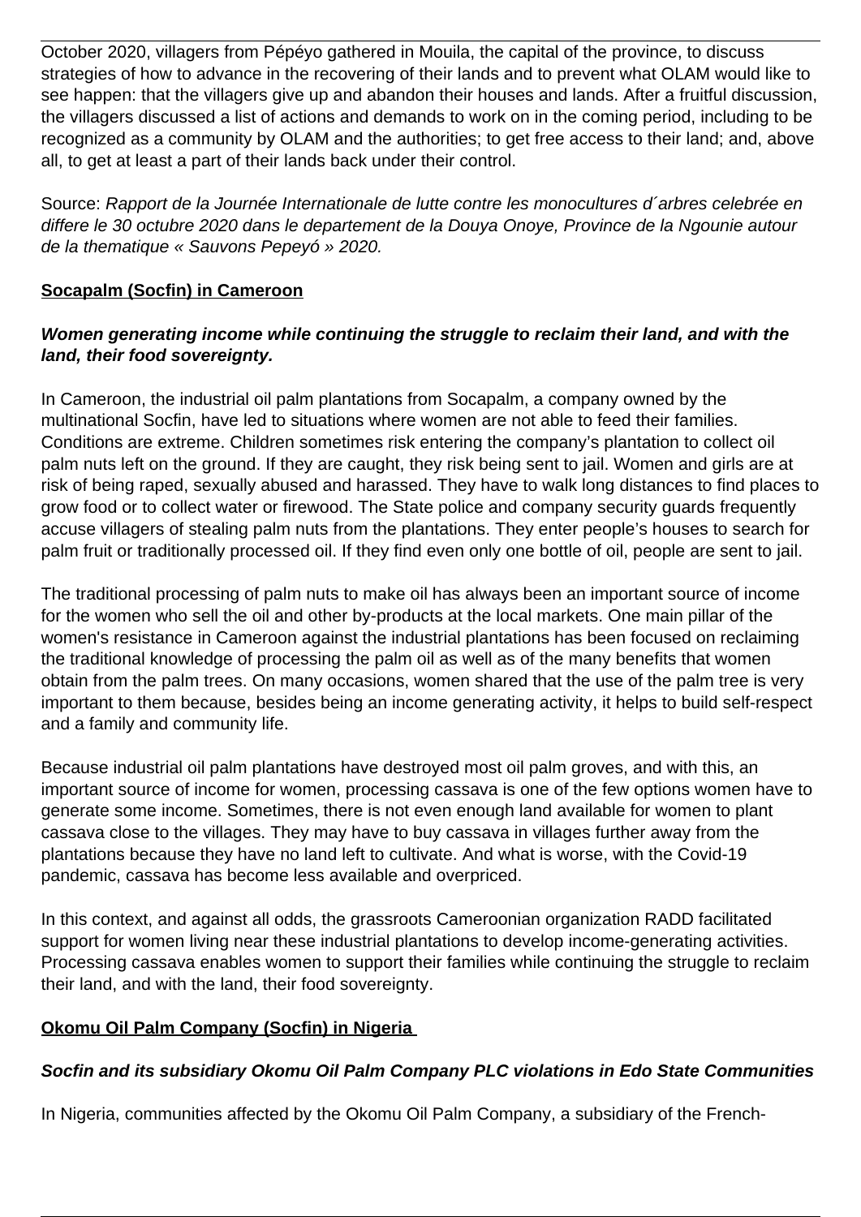October 2020, villagers from Pépéyo gathered in Mouila, the capital of the province, to discuss strategies of how to advance in the recovering of their lands and to prevent what OLAM would like to see happen: that the villagers give up and abandon their houses and lands. After a fruitful discussion, the villagers discussed a list of actions and demands to work on in the coming period, including to be recognized as a community by OLAM and the authorities; to get free access to their land; and, above all, to get at least a part of their lands back under their control.

Source: *Rapport de la Journée Internationale de lutte contre les monocultures d´arbres celebrée en differe le 30 octubre 2020 dans le departement de la Douya Onoye, Province de la Ngounie autour de la thematique « Sauvons Pepeyó » 2020.*

**Socapalm (Socfin) in Cameroon**

***Women generating income while continuing the struggle to reclaim their land, and with the land, their food sovereignty.***

In Cameroon, the industrial oil palm plantations from Socapalm, a company owned by the multinational Socfin, have led to situations where women are not able to feed their families. Conditions are extreme. Children sometimes risk entering the company's plantation to collect oil palm nuts left on the ground. If they are caught, they risk being sent to jail. Women and girls are at risk of being raped, sexually abused and harassed. They have to walk long distances to find places to grow food or to collect water or firewood. The State police and company security guards frequently accuse villagers of stealing palm nuts from the plantations. They enter people's houses to search for palm fruit or traditionally processed oil. If they find even only one bottle of oil, people are sent to jail.

The traditional processing of palm nuts to make oil has always been an important source of income for the women who sell the oil and other by-products at the local markets. One main pillar of the women's resistance in Cameroon against the industrial plantations has been focused on reclaiming the traditional knowledge of processing the palm oil as well as of the many benefits that women obtain from the palm trees. On many occasions, women shared that the use of the palm tree is very important to them because, besides being an income generating activity, it helps to build self-respect and a family and community life.

Because industrial oil palm plantations have destroyed most oil palm groves, and with this, an important source of income for women, processing cassava is one of the few options women have to generate some income. Sometimes, there is not even enough land available for women to plant cassava close to the villages. They may have to buy cassava in villages further away from the plantations because they have no land left to cultivate. And what is worse, with the Covid-19 pandemic, cassava has become less available and overpriced.

In this context, and against all odds, the grassroots Cameroonian organization RADD facilitated support for women living near these industrial plantations to develop income-generating activities. Processing cassava enables women to support their families while continuing the struggle to reclaim their land, and with the land, their food sovereignty.

**Okomu Oil Palm Company (Socfin) in Nigeria**

***Socfin and its subsidiary Okomu Oil Palm Company PLC violations in Edo State Communities***

In Nigeria, communities affected by the Okomu Oil Palm Company, a subsidiary of the French-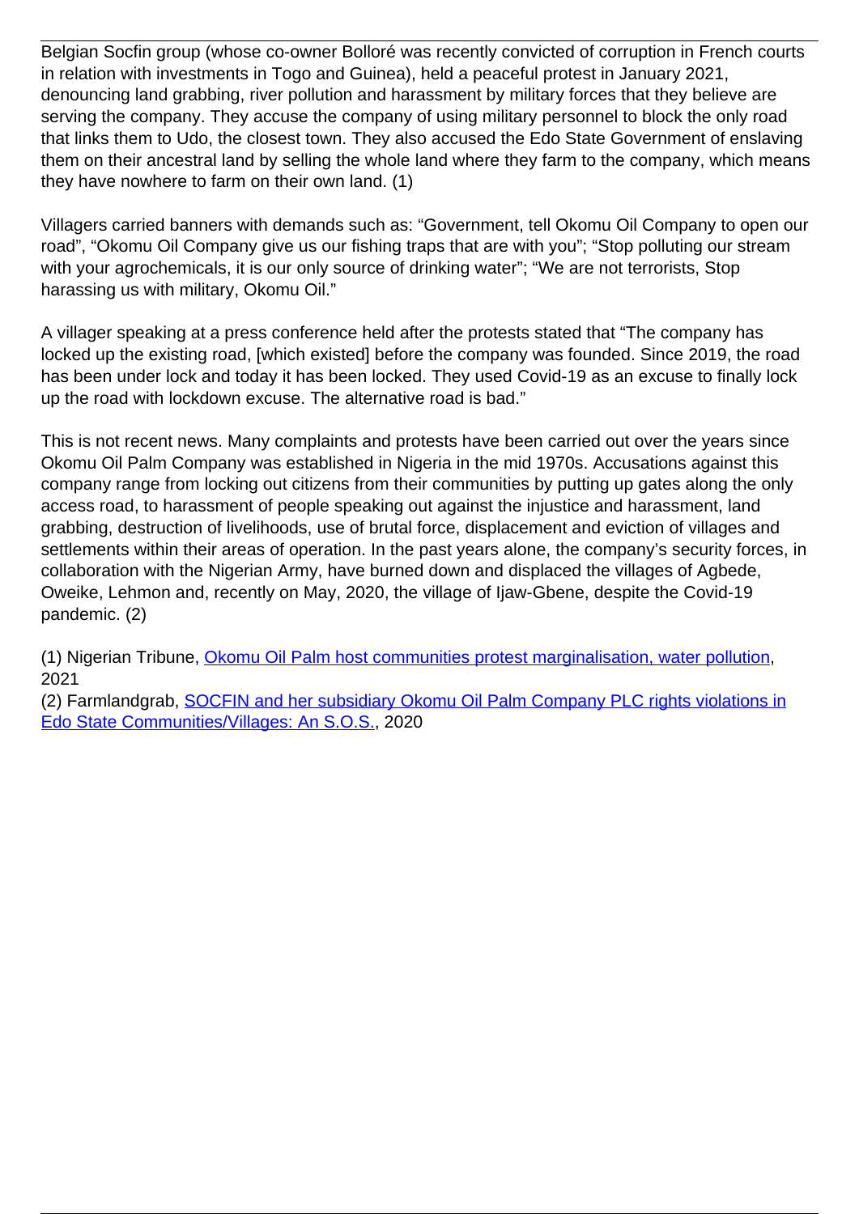Belgian Socfin group (whose co-owner Bolloré was recently convicted of corruption in French courts in relation with investments in Togo and Guinea), held a peaceful protest in January 2021, denouncing land grabbing, river pollution and harassment by military forces that they believe are serving the company. They accuse the company of using military personnel to block the only road that links them to Udo, the closest town. They also accused the Edo State Government of enslaving them on their ancestral land by selling the whole land where they farm to the company, which means they have nowhere to farm on their own land. (1)

Villagers carried banners with demands such as: "Government, tell Okomu Oil Company to open our road", "Okomu Oil Company give us our fishing traps that are with you"; "Stop polluting our stream with your agrochemicals, it is our only source of drinking water"; "We are not terrorists, Stop harassing us with military, Okomu Oil."

A villager speaking at a press conference held after the protests stated that "The company has locked up the existing road, [which existed] before the company was founded. Since 2019, the road has been under lock and today it has been locked. They used Covid-19 as an excuse to finally lock up the road with lockdown excuse. The alternative road is bad."

This is not recent news. Many complaints and protests have been carried out over the years since Okomu Oil Palm Company was established in Nigeria in the mid 1970s. Accusations against this company range from locking out citizens from their communities by putting up gates along the only access road, to harassment of people speaking out against the injustice and harassment, land grabbing, destruction of livelihoods, use of brutal force, displacement and eviction of villages and settlements within their areas of operation. In the past years alone, the company's security forces, in collaboration with the Nigerian Army, have burned down and displaced the villages of Agbede, Oweike, Lehmon and, recently on May, 2020, the village of Ijaw-Gbene, despite the Covid-19 pandemic. (2)

(1) Nigerian Tribune, Okomu Oil Palm host communities protest marginalisation, water pollution, 2021
(2) Farmlandgrab, SOCFIN and her subsidiary Okomu Oil Palm Company PLC rights violations in Edo State Communities/Villages: An S.O.S., 2020